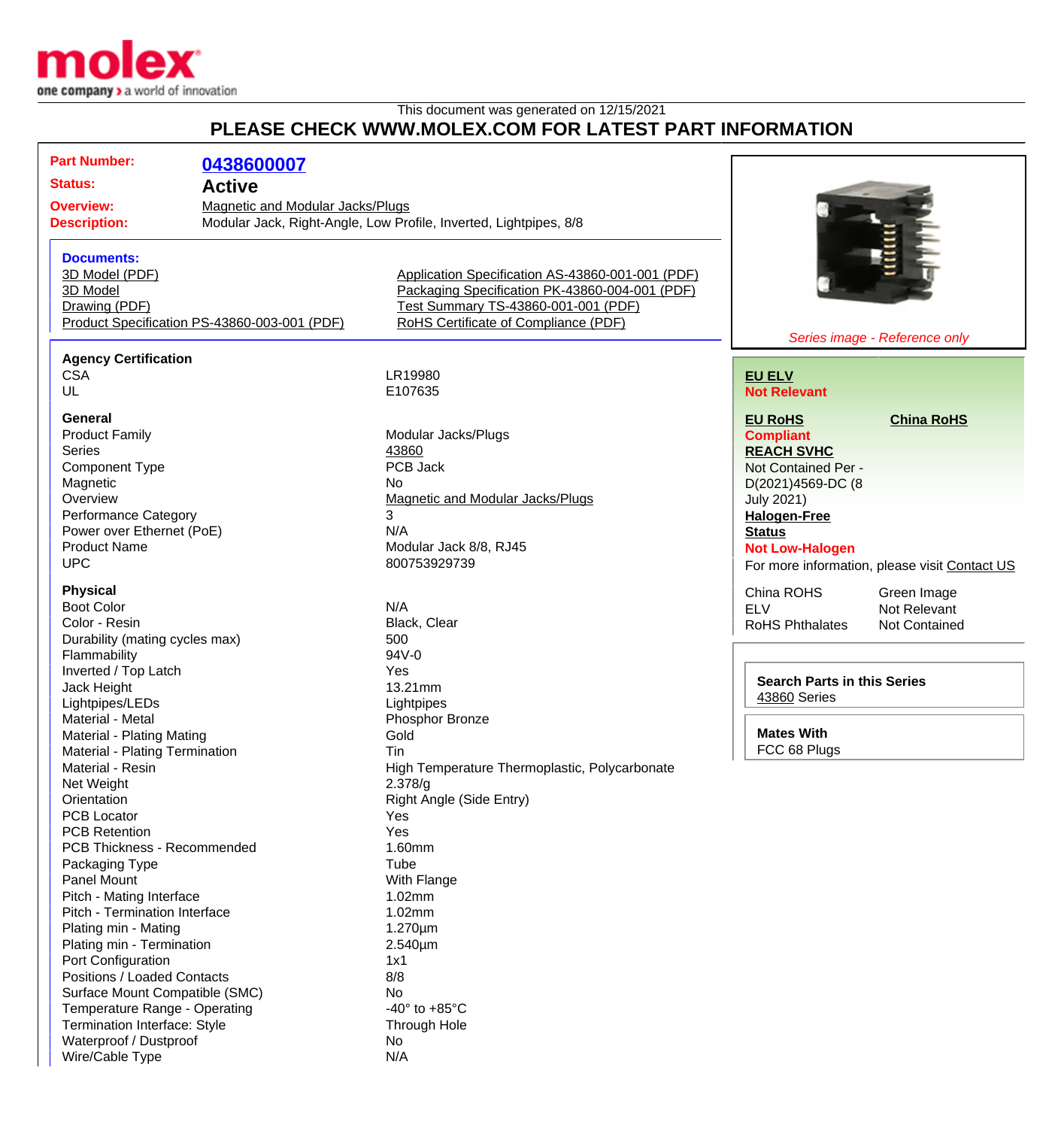This document was generated on 12/15/2021

# PLEASE CHECK WWW.MOLEX.COM FOR LATEST PART INFORMATION

| | |
|---|---|
| **Part Number:** | **0438600007** |
| **Status:** | **Active** |
| **Overview:** | Magnetic and Modular Jacks/Plugs |
| **Description:** | Modular Jack, Right-Angle, Low Profile, Inverted, Lightpipes, 8/8 |

**Documents:**

- 3D Model (PDF)
- 3D Model
- Drawing (PDF)
- Product Specification PS-43860-003-001 (PDF)
- Application Specification AS-43860-001-001 (PDF)
- Packaging Specification PK-43860-004-001 (PDF)
- Test Summary TS-43860-001-001 (PDF)
- RoHS Certificate of Compliance (PDF)

*Series image - Reference only*

**EU ELV**
**Not Relevant**

**EU RoHS** **Compliant**

**China RoHS**

**REACH SVHC**
Not Contained Per - D(2021)4569-DC (8 July 2021)

**Halogen-Free Status**
**Not Low-Halogen**

For more information, please visit Contact US

| | |
|---|---|
| China ROHS | Green Image |
| ELV | Not Relevant |
| RoHS Phthalates | Not Contained |

**Search Parts in this Series**
43860 Series

**Mates With**
FCC 68 Plugs

### Agency Certification

| | |
|---|---|
| CSA | LR19980 |
| UL | E107635 |

### General

| | |
|---|---|
| Product Family | Modular Jacks/Plugs |
| Series | 43860 |
| Component Type | PCB Jack |
| Magnetic | No |
| Overview | Magnetic and Modular Jacks/Plugs |
| Performance Category | 3 |
| Power over Ethernet (PoE) | N/A |
| Product Name | Modular Jack 8/8, RJ45 |
| UPC | 800753929739 |

### Physical

| | |
|---|---|
| Boot Color | N/A |
| Color - Resin | Black, Clear |
| Durability (mating cycles max) | 500 |
| Flammability | 94V-0 |
| Inverted / Top Latch | Yes |
| Jack Height | 13.21mm |
| Lightpipes/LEDs | Lightpipes |
| Material - Metal | Phosphor Bronze |
| Material - Plating Mating | Gold |
| Material - Plating Termination | Tin |
| Material - Resin | High Temperature Thermoplastic, Polycarbonate |
| Net Weight | 2.378/g |
| Orientation | Right Angle (Side Entry) |
| PCB Locator | Yes |
| PCB Retention | Yes |
| PCB Thickness - Recommended | 1.60mm |
| Packaging Type | Tube |
| Panel Mount | With Flange |
| Pitch - Mating Interface | 1.02mm |
| Pitch - Termination Interface | 1.02mm |
| Plating min - Mating | 1.270µm |
| Plating min - Termination | 2.540µm |
| Port Configuration | 1x1 |
| Positions / Loaded Contacts | 8/8 |
| Surface Mount Compatible (SMC) | No |
| Temperature Range - Operating | -40° to +85°C |
| Termination Interface: Style | Through Hole |
| Waterproof / Dustproof | No |
| Wire/Cable Type | N/A |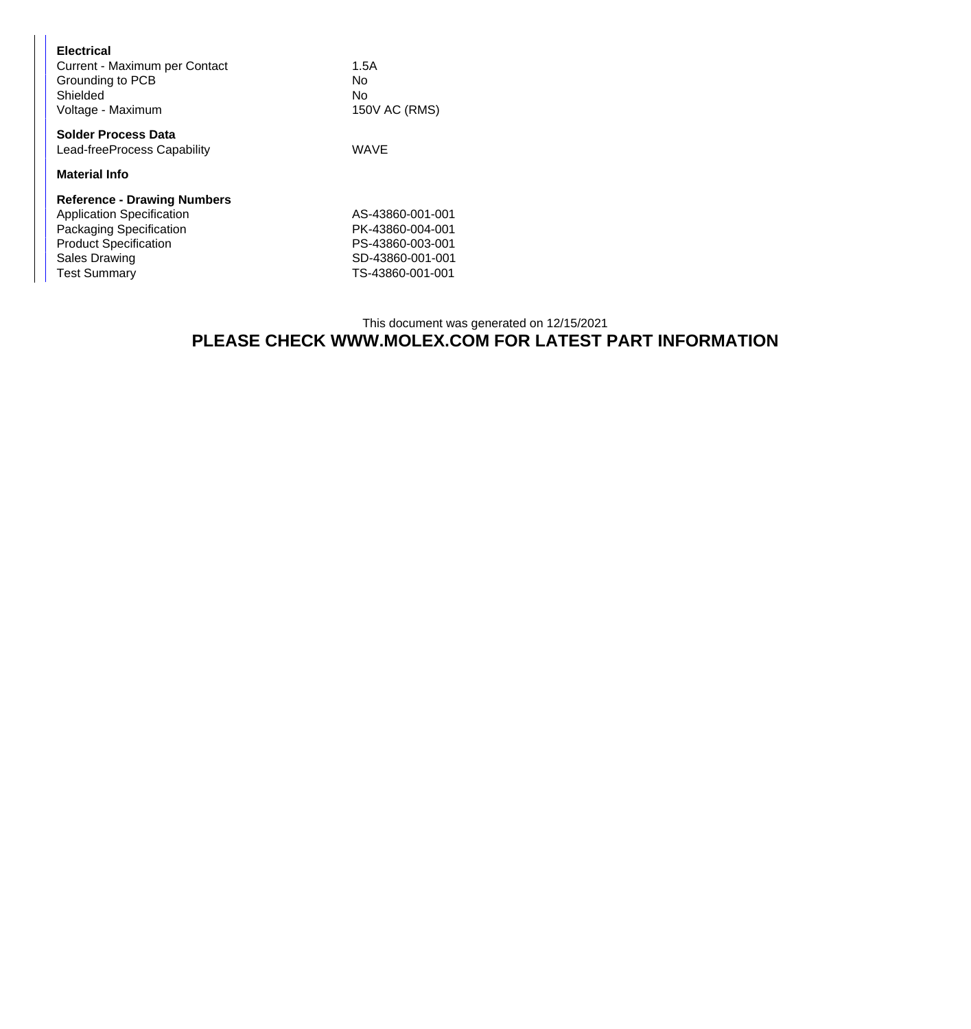**Electrical**

| | |
|---|---|
| Current - Maximum per Contact | 1.5A |
| Grounding to PCB | No |
| Shielded | No |
| Voltage - Maximum | 150V AC (RMS) |

**Solder Process Data**

| | |
|---|---|
| Lead-freeProcess Capability | WAVE |

**Material Info**

**Reference - Drawing Numbers**

| | |
|---|---|
| Application Specification | AS-43860-001-001 |
| Packaging Specification | PK-43860-004-001 |
| Product Specification | PS-43860-003-001 |
| Sales Drawing | SD-43860-001-001 |
| Test Summary | TS-43860-001-001 |

This document was generated on 12/15/2021

**PLEASE CHECK WWW.MOLEX.COM FOR LATEST PART INFORMATION**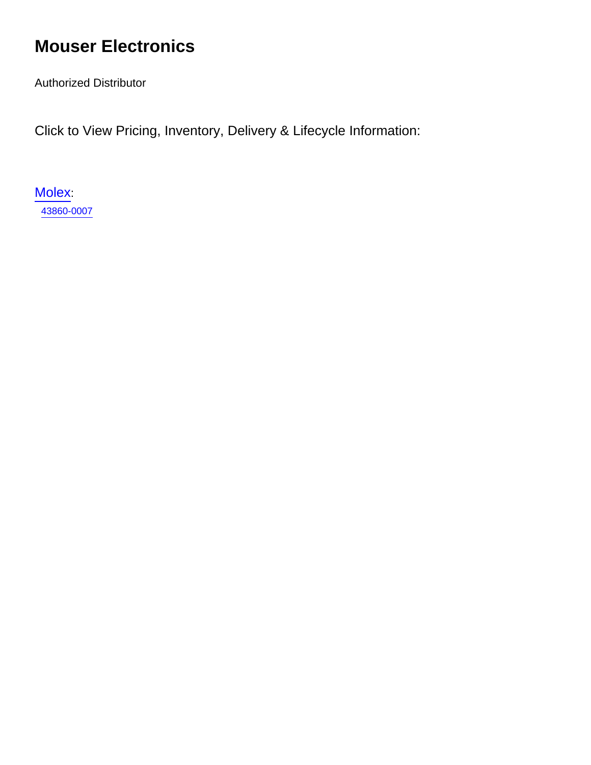# Mouser Electronics

Authorized Distributor

Click to View Pricing, Inventory, Delivery & Lifecycle Information:

Molex:

43860-0007